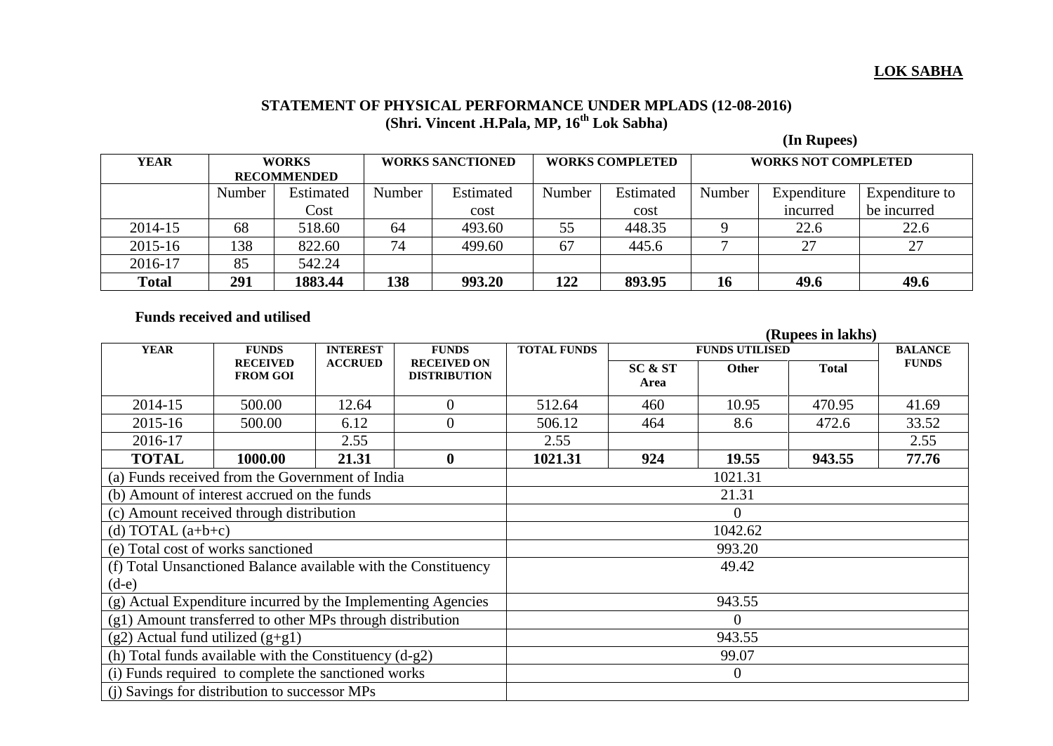**LOK SABHA**

## STATEMENT OF PHYSICAL PERFORMANCE UNDER MPLADS (12-08-2016)
## (Shri. Vincent .H.Pala, MP, 16[th] Lok Sabha)

**(In Rupees)**

| YEAR | WORKS RECOMMENDED | | WORKS SANCTIONED | | WORKS COMPLETED | | WORKS NOT COMPLETED | | |
|---|---|---|---|---|---|---|---|---|---|
| | Number | Estimated Cost | Number | Estimated cost | Number | Estimated cost | Number | Expenditure incurred | Expenditure to be incurred |
| 2014-15 | 68 | 518.60 | 64 | 493.60 | 55 | 448.35 | 9 | 22.6 | 22.6 |
| 2015-16 | 138 | 822.60 | 74 | 499.60 | 67 | 445.6 | 7 | 27 | 27 |
| 2016-17 | 85 | 542.24 | | | | | | | |
| **Total** | **291** | **1883.44** | **138** | **993.20** | **122** | **893.95** | **16** | **49.6** | **49.6** |

### Funds received and utilised

**(Rupees in lakhs)**

| YEAR | FUNDS RECEIVED FROM GOI | INTEREST ACCRUED | FUNDS RECEIVED ON DISTRIBUTION | TOTAL FUNDS | FUNDS UTILISED | | | BALANCE FUNDS |
|---|---|---|---|---|---|---|---|---|
| | | | | | SC & ST Area | Other | Total | |
| 2014-15 | 500.00 | 12.64 | 0 | 512.64 | 460 | 10.95 | 470.95 | 41.69 |
| 2015-16 | 500.00 | 6.12 | 0 | 506.12 | 464 | 8.6 | 472.6 | 33.52 |
| 2016-17 | | 2.55 | | 2.55 | | | | 2.55 |
| **TOTAL** | **1000.00** | **21.31** | **0** | **1021.31** | **924** | **19.55** | **943.55** | **77.76** |

| | |
|---|---|
| (a) Funds received from the Government of India | 1021.31 |
| (b) Amount of interest accrued on the funds | 21.31 |
| (c) Amount received through distribution | 0 |
| (d) TOTAL (a+b+c) | 1042.62 |
| (e) Total cost of works sanctioned | 993.20 |
| (f) Total Unsanctioned Balance available with the Constituency (d-e) | 49.42 |
| (g) Actual Expenditure incurred by the Implementing Agencies | 943.55 |
| (g1) Amount transferred to other MPs through distribution | 0 |
| (g2) Actual fund utilized (g+g1) | 943.55 |
| (h) Total funds available with the Constituency (d-g2) | 99.07 |
| (i) Funds required to complete the sanctioned works | 0 |
| (j) Savings for distribution to successor MPs | |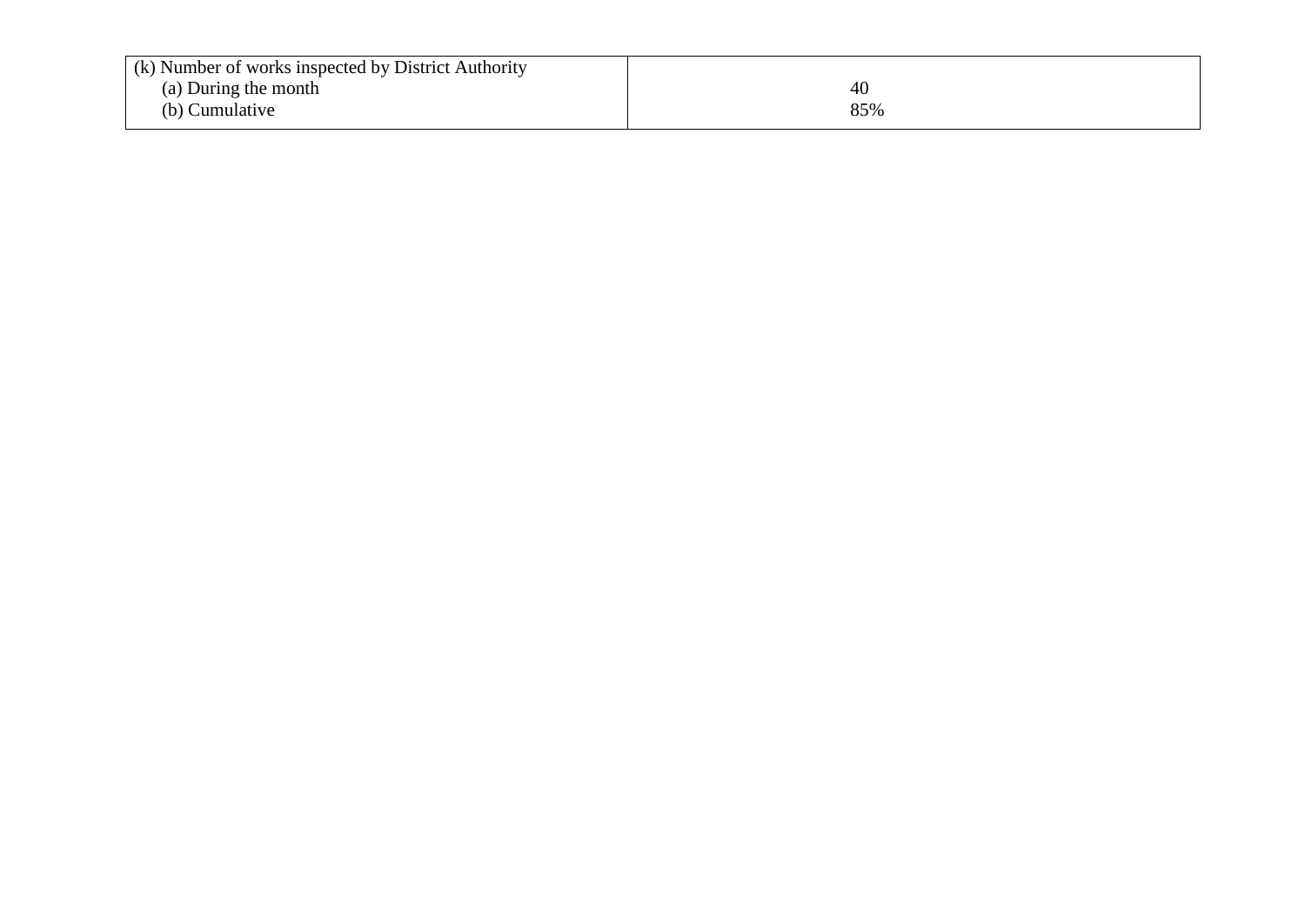| | |
|---|---|
| (k) Number of works inspected by District Authority<br>(a) During the month<br>(b) Cumulative | <br>40<br>85% |